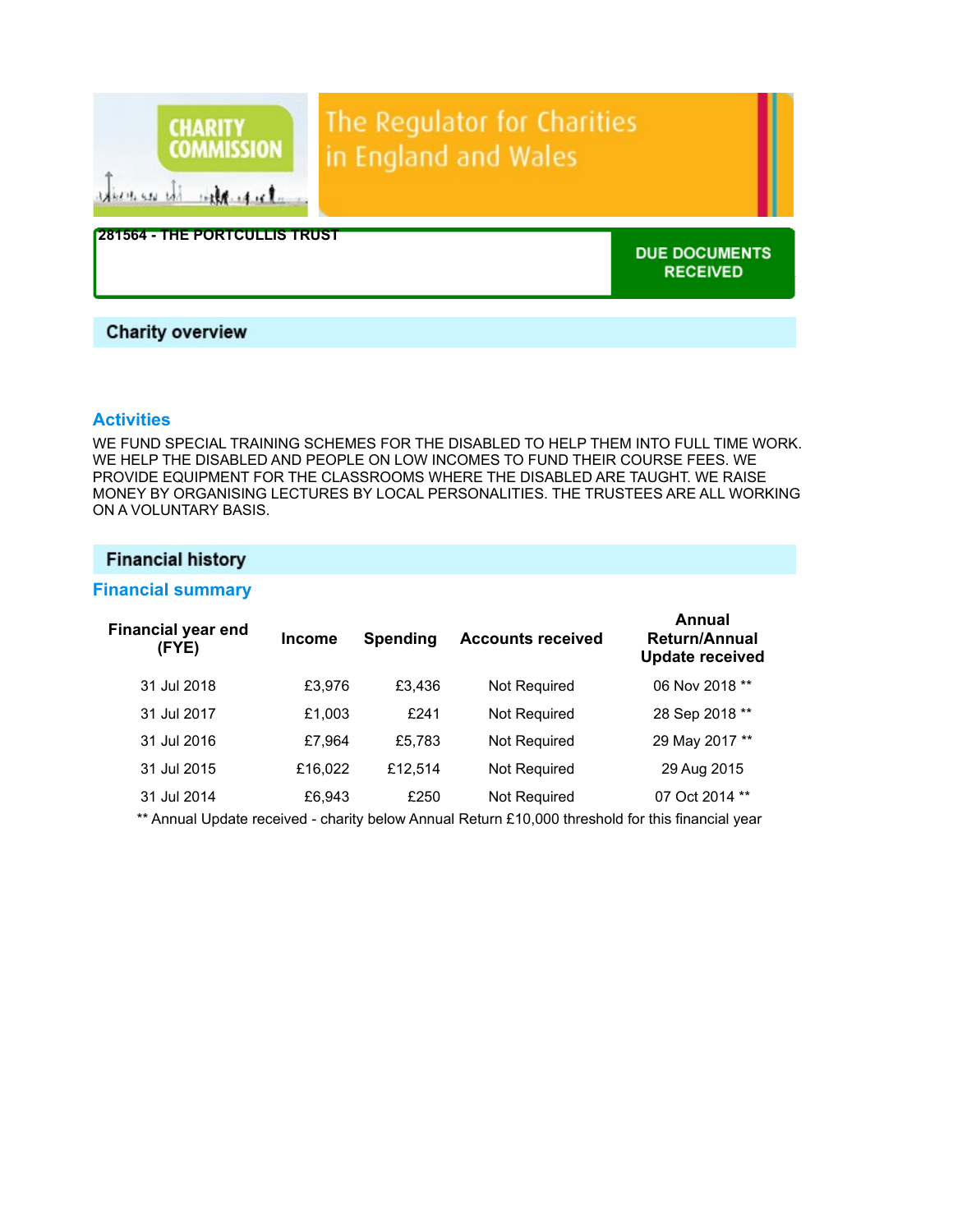CHARITY COMMISSION

The Regulator for Charities in England and Wales

# 281564 - THE PORTCULLIS TRUST

**DUE DOCUMENTS RECEIVED**

## Charity overview

### Activities

WE FUND SPECIAL TRAINING SCHEMES FOR THE DISABLED TO HELP THEM INTO FULL TIME WORK. WE HELP THE DISABLED AND PEOPLE ON LOW INCOMES TO FUND THEIR COURSE FEES. WE PROVIDE EQUIPMENT FOR THE CLASSROOMS WHERE THE DISABLED ARE TAUGHT. WE RAISE MONEY BY ORGANISING LECTURES BY LOCAL PERSONALITIES. THE TRUSTEES ARE ALL WORKING ON A VOLUNTARY BASIS.

## Financial history

### Financial summary

| Financial year end (FYE) | Income | Spending | Accounts received | Annual Return/Annual Update received |
|---|---|---|---|---|
| 31 Jul 2018 | £3,976 | £3,436 | Not Required | 06 Nov 2018 ** |
| 31 Jul 2017 | £1,003 | £241 | Not Required | 28 Sep 2018 ** |
| 31 Jul 2016 | £7,964 | £5,783 | Not Required | 29 May 2017 ** |
| 31 Jul 2015 | £16,022 | £12,514 | Not Required | 29 Aug 2015 |
| 31 Jul 2014 | £6,943 | £250 | Not Required | 07 Oct 2014 ** |

** Annual Update received - charity below Annual Return £10,000 threshold for this financial year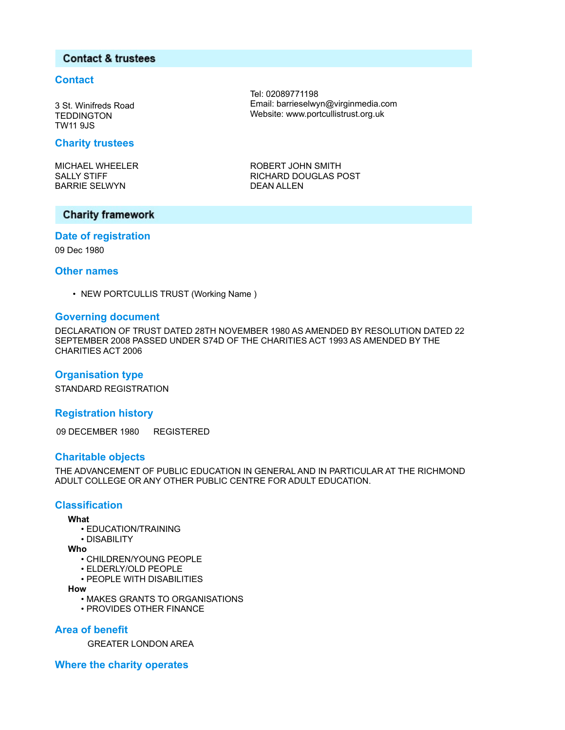## Contact & trustees

### Contact

3 St. Winifreds Road
TEDDINGTON
TW11 9JS

Tel: 02089771198
Email: barrieselwyn@virginmedia.com
Website: www.portcullistrust.org.uk

### Charity trustees

MICHAEL WHEELER
SALLY STIFF
BARRIE SELWYN
ROBERT JOHN SMITH
RICHARD DOUGLAS POST
DEAN ALLEN

## Charity framework

### Date of registration

09 Dec 1980

### Other names

- NEW PORTCULLIS TRUST (Working Name )

### Governing document

DECLARATION OF TRUST DATED 28TH NOVEMBER 1980 AS AMENDED BY RESOLUTION DATED 22 SEPTEMBER 2008 PASSED UNDER S74D OF THE CHARITIES ACT 1993 AS AMENDED BY THE CHARITIES ACT 2006

### Organisation type

STANDARD REGISTRATION

### Registration history

| | |
|---|---|
| 09 DECEMBER 1980 | REGISTERED |

### Charitable objects

THE ADVANCEMENT OF PUBLIC EDUCATION IN GENERAL AND IN PARTICULAR AT THE RICHMOND ADULT COLLEGE OR ANY OTHER PUBLIC CENTRE FOR ADULT EDUCATION.

### Classification

**What**
- EDUCATION/TRAINING
- DISABILITY

**Who**
- CHILDREN/YOUNG PEOPLE
- ELDERLY/OLD PEOPLE
- PEOPLE WITH DISABILITIES

**How**
- MAKES GRANTS TO ORGANISATIONS
- PROVIDES OTHER FINANCE

### Area of benefit

GREATER LONDON AREA

### Where the charity operates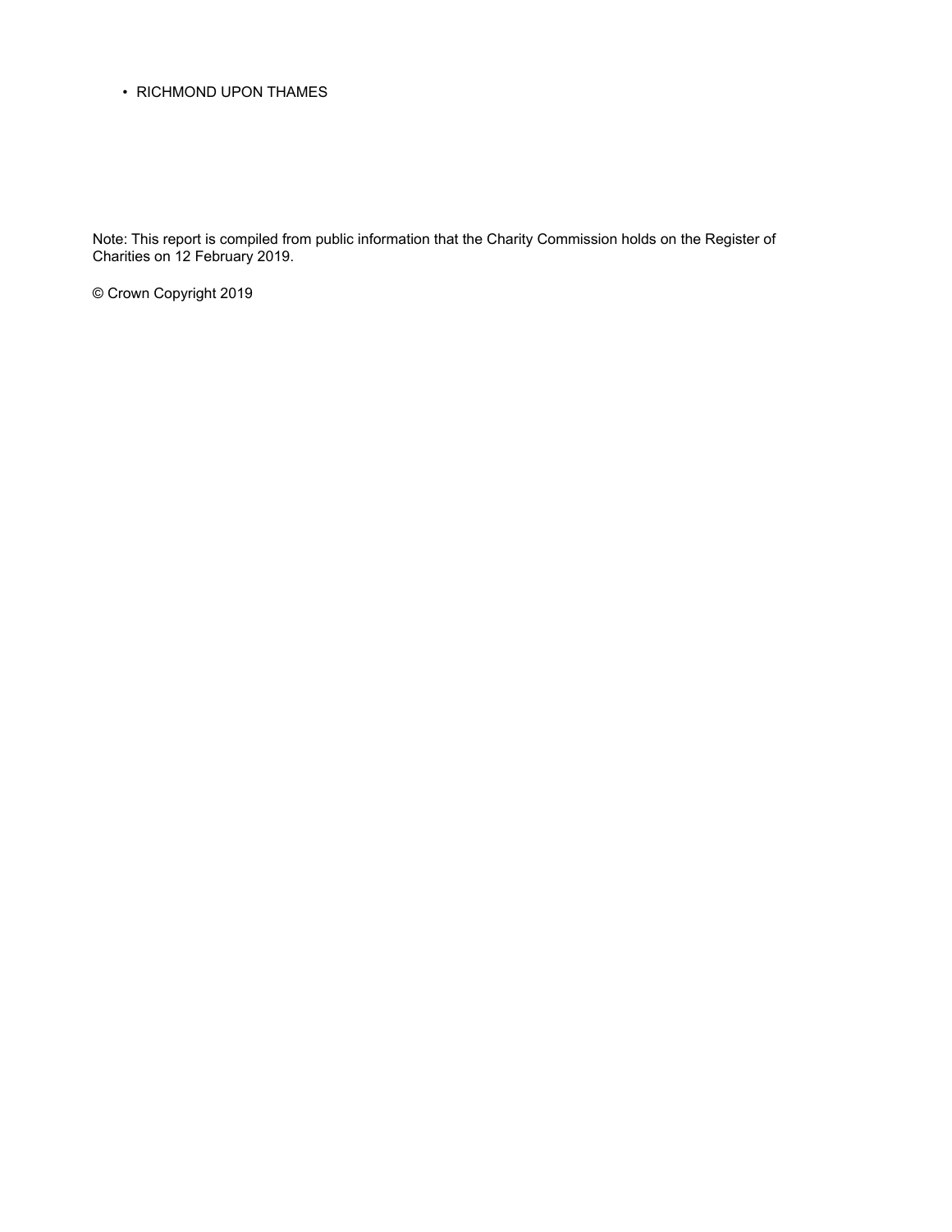- RICHMOND UPON THAMES

Note: This report is compiled from public information that the Charity Commission holds on the Register of Charities on 12 February 2019.

© Crown Copyright 2019